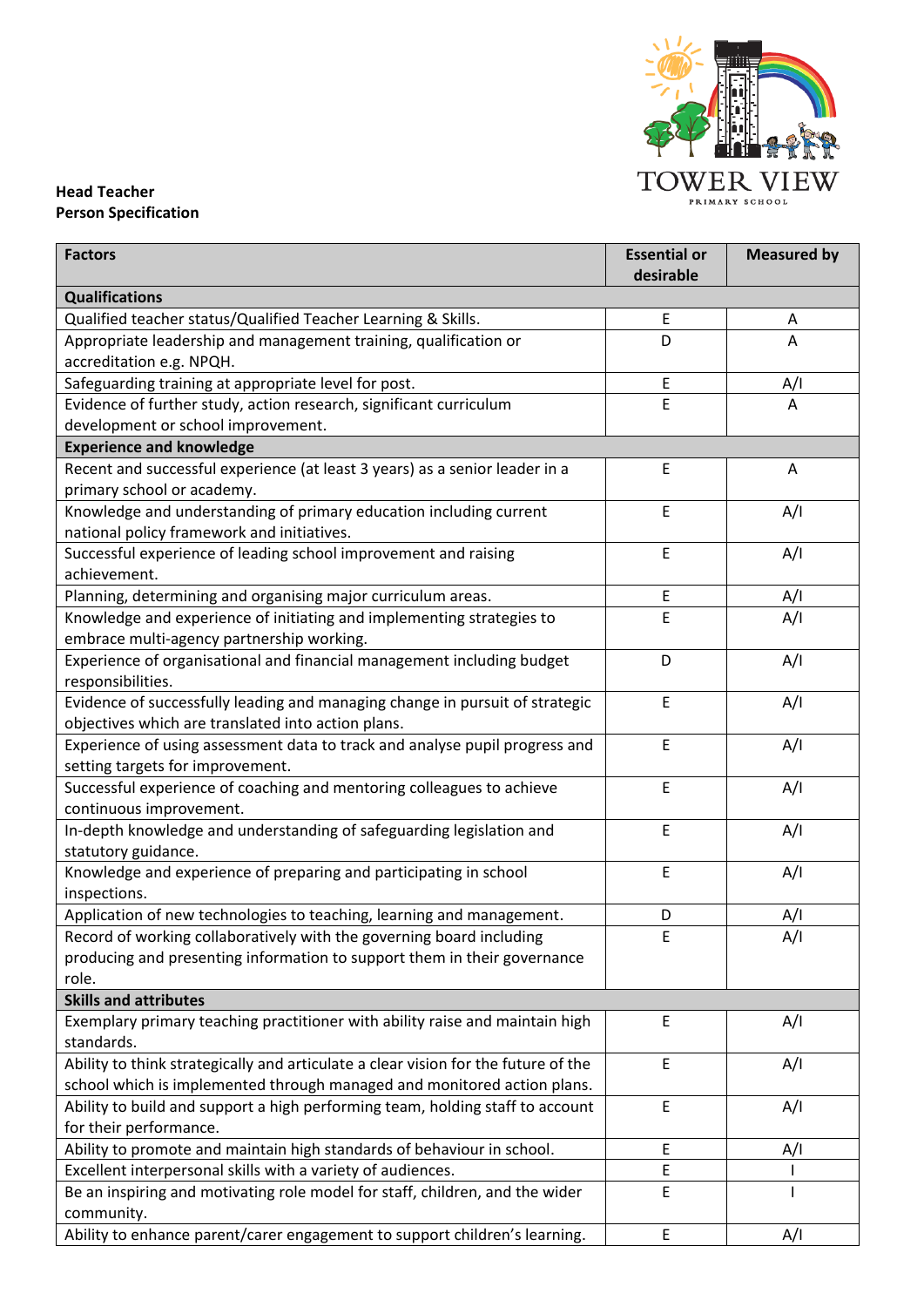TOWER VIEW PRIMARY SCHOOL

**Head Teacher**
**Person Specification**

| Factors | Essential or desirable | Measured by |
|---|---|---|
| **Qualifications** | | |
| Qualified teacher status/Qualified Teacher Learning & Skills. | E | A |
| Appropriate leadership and management training, qualification or accreditation e.g. NPQH. | D | A |
| Safeguarding training at appropriate level for post. | E | A/I |
| Evidence of further study, action research, significant curriculum development or school improvement. | E | A |
| **Experience and knowledge** | | |
| Recent and successful experience (at least 3 years) as a senior leader in a primary school or academy. | E | A |
| Knowledge and understanding of primary education including current national policy framework and initiatives. | E | A/I |
| Successful experience of leading school improvement and raising achievement. | E | A/I |
| Planning, determining and organising major curriculum areas. | E | A/I |
| Knowledge and experience of initiating and implementing strategies to embrace multi-agency partnership working. | E | A/I |
| Experience of organisational and financial management including budget responsibilities. | D | A/I |
| Evidence of successfully leading and managing change in pursuit of strategic objectives which are translated into action plans. | E | A/I |
| Experience of using assessment data to track and analyse pupil progress and setting targets for improvement. | E | A/I |
| Successful experience of coaching and mentoring colleagues to achieve continuous improvement. | E | A/I |
| In-depth knowledge and understanding of safeguarding legislation and statutory guidance. | E | A/I |
| Knowledge and experience of preparing and participating in school inspections. | E | A/I |
| Application of new technologies to teaching, learning and management. | D | A/I |
| Record of working collaboratively with the governing board including producing and presenting information to support them in their governance role. | E | A/I |
| **Skills and attributes** | | |
| Exemplary primary teaching practitioner with ability raise and maintain high standards. | E | A/I |
| Ability to think strategically and articulate a clear vision for the future of the school which is implemented through managed and monitored action plans. | E | A/I |
| Ability to build and support a high performing team, holding staff to account for their performance. | E | A/I |
| Ability to promote and maintain high standards of behaviour in school. | E | A/I |
| Excellent interpersonal skills with a variety of audiences. | E | I |
| Be an inspiring and motivating role model for staff, children, and the wider community. | E | I |
| Ability to enhance parent/carer engagement to support children's learning. | E | A/I |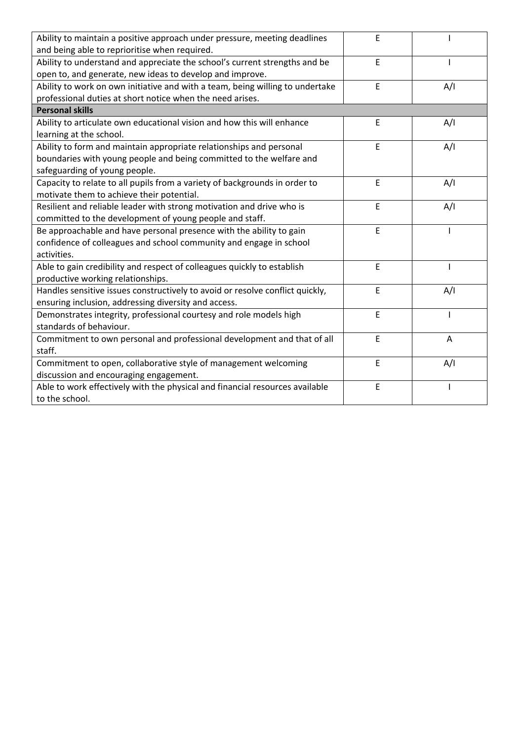| | | |
|---|---|---|
| Ability to maintain a positive approach under pressure, meeting deadlines and being able to reprioritise when required. | E | I |
| Ability to understand and appreciate the school's current strengths and be open to, and generate, new ideas to develop and improve. | E | I |
| Ability to work on own initiative and with a team, being willing to undertake professional duties at short notice when the need arises. | E | A/I |
| **Personal skills** | | |
| Ability to articulate own educational vision and how this will enhance learning at the school. | E | A/I |
| Ability to form and maintain appropriate relationships and personal boundaries with young people and being committed to the welfare and safeguarding of young people. | E | A/I |
| Capacity to relate to all pupils from a variety of backgrounds in order to motivate them to achieve their potential. | E | A/I |
| Resilient and reliable leader with strong motivation and drive who is committed to the development of young people and staff. | E | A/I |
| Be approachable and have personal presence with the ability to gain confidence of colleagues and school community and engage in school activities. | E | I |
| Able to gain credibility and respect of colleagues quickly to establish productive working relationships. | E | I |
| Handles sensitive issues constructively to avoid or resolve conflict quickly, ensuring inclusion, addressing diversity and access. | E | A/I |
| Demonstrates integrity, professional courtesy and role models high standards of behaviour. | E | I |
| Commitment to own personal and professional development and that of all staff. | E | A |
| Commitment to open, collaborative style of management welcoming discussion and encouraging engagement. | E | A/I |
| Able to work effectively with the physical and financial resources available to the school. | E | I |